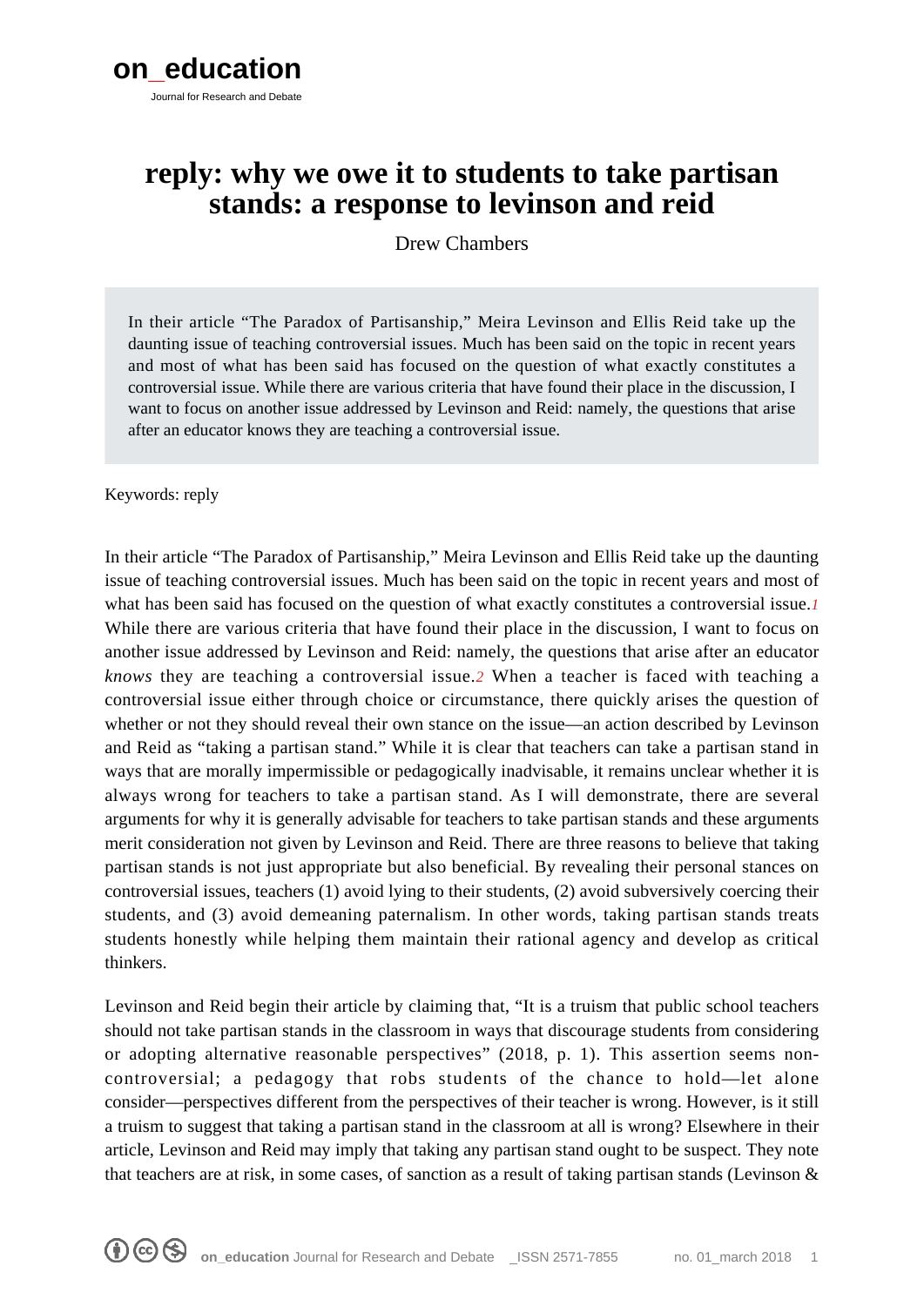**on_education**

Journal for Research and Debate

# reply: why we owe it to students to take partisan stands: a response to levinson and reid

Drew Chambers

> In their article "The Paradox of Partisanship," Meira Levinson and Ellis Reid take up the daunting issue of teaching controversial issues. Much has been said on the topic in recent years and most of what has been said has focused on the question of what exactly constitutes a controversial issue. While there are various criteria that have found their place in the discussion, I want to focus on another issue addressed by Levinson and Reid: namely, the questions that arise after an educator knows they are teaching a controversial issue.

Keywords: reply

In their article "The Paradox of Partisanship," Meira Levinson and Ellis Reid take up the daunting issue of teaching controversial issues. Much has been said on the topic in recent years and most of what has been said has focused on the question of what exactly constitutes a controversial issue.[1] While there are various criteria that have found their place in the discussion, I want to focus on another issue addressed by Levinson and Reid: namely, the questions that arise after an educator *knows* they are teaching a controversial issue.[2] When a teacher is faced with teaching a controversial issue either through choice or circumstance, there quickly arises the question of whether or not they should reveal their own stance on the issue—an action described by Levinson and Reid as "taking a partisan stand." While it is clear that teachers can take a partisan stand in ways that are morally impermissible or pedagogically inadvisable, it remains unclear whether it is always wrong for teachers to take a partisan stand. As I will demonstrate, there are several arguments for why it is generally advisable for teachers to take partisan stands and these arguments merit consideration not given by Levinson and Reid. There are three reasons to believe that taking partisan stands is not just appropriate but also beneficial. By revealing their personal stances on controversial issues, teachers (1) avoid lying to their students, (2) avoid subversively coercing their students, and (3) avoid demeaning paternalism. In other words, taking partisan stands treats students honestly while helping them maintain their rational agency and develop as critical thinkers.

Levinson and Reid begin their article by claiming that, "It is a truism that public school teachers should not take partisan stands in the classroom in ways that discourage students from considering or adopting alternative reasonable perspectives" (2018, p. 1). This assertion seems non-controversial; a pedagogy that robs students of the chance to hold—let alone consider—perspectives different from the perspectives of their teacher is wrong. However, is it still a truism to suggest that taking a partisan stand in the classroom at all is wrong? Elsewhere in their article, Levinson and Reid may imply that taking any partisan stand ought to be suspect. They note that teachers are at risk, in some cases, of sanction as a result of taking partisan stands (Levinson &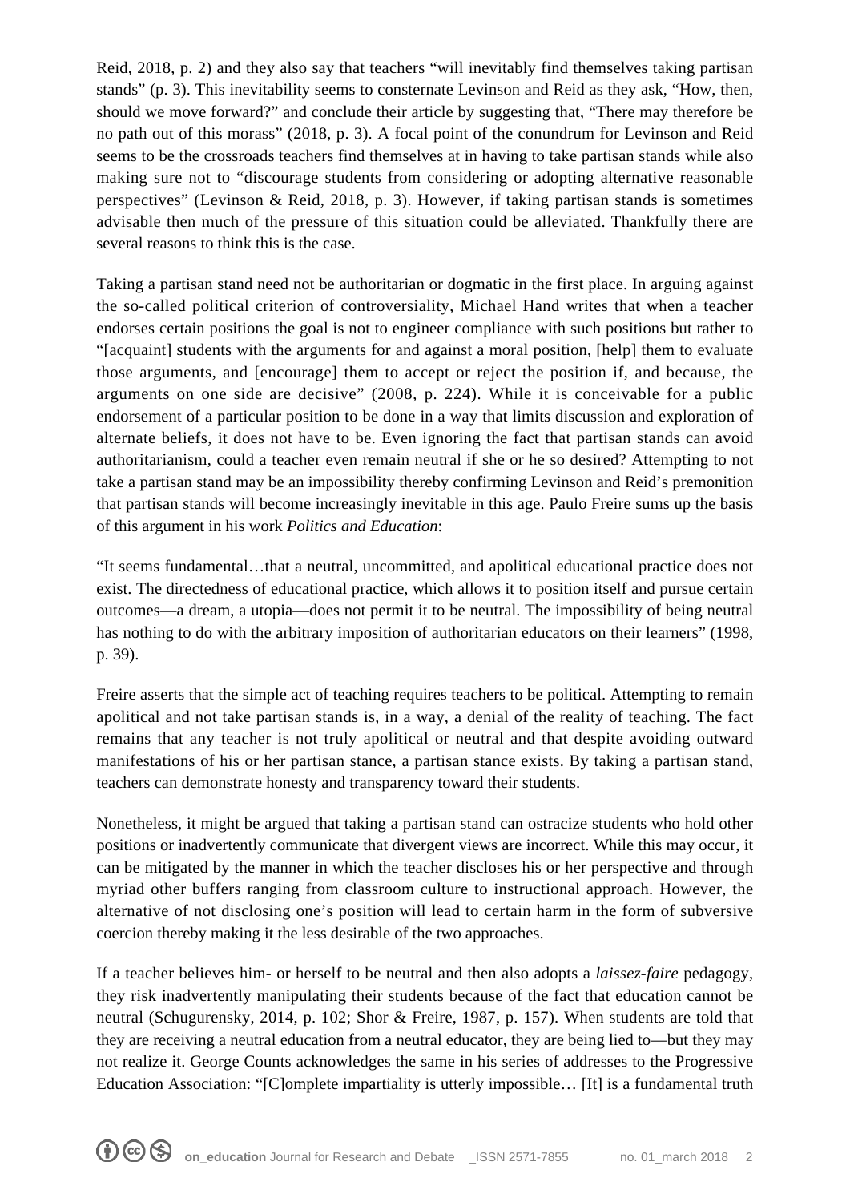Reid, 2018, p. 2) and they also say that teachers "will inevitably find themselves taking partisan stands" (p. 3). This inevitability seems to consternate Levinson and Reid as they ask, "How, then, should we move forward?" and conclude their article by suggesting that, "There may therefore be no path out of this morass" (2018, p. 3). A focal point of the conundrum for Levinson and Reid seems to be the crossroads teachers find themselves at in having to take partisan stands while also making sure not to "discourage students from considering or adopting alternative reasonable perspectives" (Levinson & Reid, 2018, p. 3). However, if taking partisan stands is sometimes advisable then much of the pressure of this situation could be alleviated. Thankfully there are several reasons to think this is the case.

Taking a partisan stand need not be authoritarian or dogmatic in the first place. In arguing against the so-called political criterion of controversiality, Michael Hand writes that when a teacher endorses certain positions the goal is not to engineer compliance with such positions but rather to "[acquaint] students with the arguments for and against a moral position, [help] them to evaluate those arguments, and [encourage] them to accept or reject the position if, and because, the arguments on one side are decisive" (2008, p. 224). While it is conceivable for a public endorsement of a particular position to be done in a way that limits discussion and exploration of alternate beliefs, it does not have to be. Even ignoring the fact that partisan stands can avoid authoritarianism, could a teacher even remain neutral if she or he so desired? Attempting to not take a partisan stand may be an impossibility thereby confirming Levinson and Reid's premonition that partisan stands will become increasingly inevitable in this age. Paulo Freire sums up the basis of this argument in his work *Politics and Education*:

"It seems fundamental…that a neutral, uncommitted, and apolitical educational practice does not exist. The directedness of educational practice, which allows it to position itself and pursue certain outcomes—a dream, a utopia—does not permit it to be neutral. The impossibility of being neutral has nothing to do with the arbitrary imposition of authoritarian educators on their learners" (1998, p. 39).

Freire asserts that the simple act of teaching requires teachers to be political. Attempting to remain apolitical and not take partisan stands is, in a way, a denial of the reality of teaching. The fact remains that any teacher is not truly apolitical or neutral and that despite avoiding outward manifestations of his or her partisan stance, a partisan stance exists. By taking a partisan stand, teachers can demonstrate honesty and transparency toward their students.

Nonetheless, it might be argued that taking a partisan stand can ostracize students who hold other positions or inadvertently communicate that divergent views are incorrect. While this may occur, it can be mitigated by the manner in which the teacher discloses his or her perspective and through myriad other buffers ranging from classroom culture to instructional approach. However, the alternative of not disclosing one's position will lead to certain harm in the form of subversive coercion thereby making it the less desirable of the two approaches.

If a teacher believes him- or herself to be neutral and then also adopts a *laissez-faire* pedagogy, they risk inadvertently manipulating their students because of the fact that education cannot be neutral (Schugurensky, 2014, p. 102; Shor & Freire, 1987, p. 157). When students are told that they are receiving a neutral education from a neutral educator, they are being lied to—but they may not realize it. George Counts acknowledges the same in his series of addresses to the Progressive Education Association: "[C]omplete impartiality is utterly impossible… [It] is a fundamental truth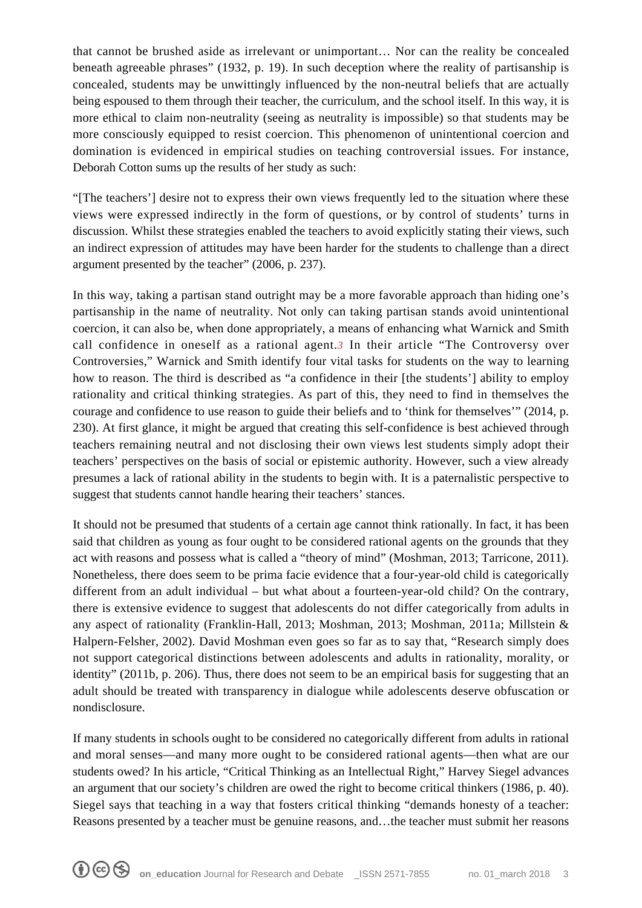that cannot be brushed aside as irrelevant or unimportant… Nor can the reality be concealed beneath agreeable phrases" (1932, p. 19). In such deception where the reality of partisanship is concealed, students may be unwittingly influenced by the non-neutral beliefs that are actually being espoused to them through their teacher, the curriculum, and the school itself. In this way, it is more ethical to claim non-neutrality (seeing as neutrality is impossible) so that students may be more consciously equipped to resist coercion. This phenomenon of unintentional coercion and domination is evidenced in empirical studies on teaching controversial issues. For instance, Deborah Cotton sums up the results of her study as such:

"[The teachers'] desire not to express their own views frequently led to the situation where these views were expressed indirectly in the form of questions, or by control of students' turns in discussion. Whilst these strategies enabled the teachers to avoid explicitly stating their views, such an indirect expression of attitudes may have been harder for the students to challenge than a direct argument presented by the teacher" (2006, p. 237).

In this way, taking a partisan stand outright may be a more favorable approach than hiding one's partisanship in the name of neutrality. Not only can taking partisan stands avoid unintentional coercion, it can also be, when done appropriately, a means of enhancing what Warnick and Smith call confidence in oneself as a rational agent.[3] In their article "The Controversy over Controversies," Warnick and Smith identify four vital tasks for students on the way to learning how to reason. The third is described as "a confidence in their [the students'] ability to employ rationality and critical thinking strategies. As part of this, they need to find in themselves the courage and confidence to use reason to guide their beliefs and to 'think for themselves'" (2014, p. 230). At first glance, it might be argued that creating this self-confidence is best achieved through teachers remaining neutral and not disclosing their own views lest students simply adopt their teachers' perspectives on the basis of social or epistemic authority. However, such a view already presumes a lack of rational ability in the students to begin with. It is a paternalistic perspective to suggest that students cannot handle hearing their teachers' stances.

It should not be presumed that students of a certain age cannot think rationally. In fact, it has been said that children as young as four ought to be considered rational agents on the grounds that they act with reasons and possess what is called a "theory of mind" (Moshman, 2013; Tarricone, 2011). Nonetheless, there does seem to be prima facie evidence that a four-year-old child is categorically different from an adult individual – but what about a fourteen-year-old child? On the contrary, there is extensive evidence to suggest that adolescents do not differ categorically from adults in any aspect of rationality (Franklin-Hall, 2013; Moshman, 2013; Moshman, 2011a; Millstein & Halpern-Felsher, 2002). David Moshman even goes so far as to say that, "Research simply does not support categorical distinctions between adolescents and adults in rationality, morality, or identity" (2011b, p. 206). Thus, there does not seem to be an empirical basis for suggesting that an adult should be treated with transparency in dialogue while adolescents deserve obfuscation or nondisclosure.

If many students in schools ought to be considered no categorically different from adults in rational and moral senses—and many more ought to be considered rational agents—then what are our students owed? In his article, "Critical Thinking as an Intellectual Right," Harvey Siegel advances an argument that our society's children are owed the right to become critical thinkers (1986, p. 40). Siegel says that teaching in a way that fosters critical thinking "demands honesty of a teacher: Reasons presented by a teacher must be genuine reasons, and…the teacher must submit her reasons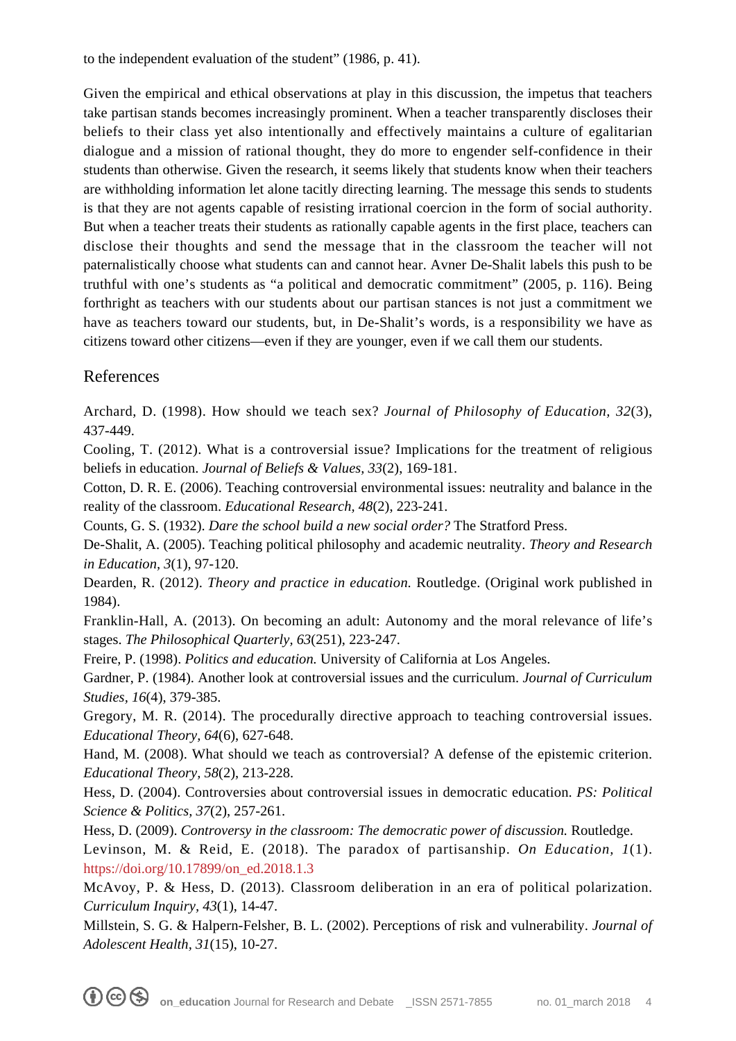to the independent evaluation of the student" (1986, p. 41).

Given the empirical and ethical observations at play in this discussion, the impetus that teachers take partisan stands becomes increasingly prominent. When a teacher transparently discloses their beliefs to their class yet also intentionally and effectively maintains a culture of egalitarian dialogue and a mission of rational thought, they do more to engender self-confidence in their students than otherwise. Given the research, it seems likely that students know when their teachers are withholding information let alone tacitly directing learning. The message this sends to students is that they are not agents capable of resisting irrational coercion in the form of social authority. But when a teacher treats their students as rationally capable agents in the first place, teachers can disclose their thoughts and send the message that in the classroom the teacher will not paternalistically choose what students can and cannot hear. Avner De-Shalit labels this push to be truthful with one's students as "a political and democratic commitment" (2005, p. 116). Being forthright as teachers with our students about our partisan stances is not just a commitment we have as teachers toward our students, but, in De-Shalit's words, is a responsibility we have as citizens toward other citizens—even if they are younger, even if we call them our students.

## References

Archard, D. (1998). How should we teach sex? *Journal of Philosophy of Education, 32*(3), 437-449.

Cooling, T. (2012). What is a controversial issue? Implications for the treatment of religious beliefs in education. *Journal of Beliefs & Values, 33*(2), 169-181.

Cotton, D. R. E. (2006). Teaching controversial environmental issues: neutrality and balance in the reality of the classroom. *Educational Research, 48*(2), 223-241.

Counts, G. S. (1932). *Dare the school build a new social order?* The Stratford Press.

De-Shalit, A. (2005). Teaching political philosophy and academic neutrality. *Theory and Research in Education, 3*(1), 97-120.

Dearden, R. (2012). *Theory and practice in education.* Routledge. (Original work published in 1984).

Franklin-Hall, A. (2013). On becoming an adult: Autonomy and the moral relevance of life's stages. *The Philosophical Quarterly, 63*(251), 223-247.

Freire, P. (1998). *Politics and education.* University of California at Los Angeles.

Gardner, P. (1984). Another look at controversial issues and the curriculum. *Journal of Curriculum Studies, 16*(4), 379-385.

Gregory, M. R. (2014). The procedurally directive approach to teaching controversial issues. *Educational Theory, 64*(6), 627-648.

Hand, M. (2008). What should we teach as controversial? A defense of the epistemic criterion. *Educational Theory, 58*(2), 213-228.

Hess, D. (2004). Controversies about controversial issues in democratic education. *PS: Political Science & Politics, 37*(2), 257-261.

Hess, D. (2009). *Controversy in the classroom: The democratic power of discussion.* Routledge.

Levinson, M. & Reid, E. (2018). The paradox of partisanship. *On Education, 1*(1). https://doi.org/10.17899/on_ed.2018.1.3

McAvoy, P. & Hess, D. (2013). Classroom deliberation in an era of political polarization. *Curriculum Inquiry, 43*(1), 14-47.

Millstein, S. G. & Halpern-Felsher, B. L. (2002). Perceptions of risk and vulnerability. *Journal of Adolescent Health, 31*(15), 10-27.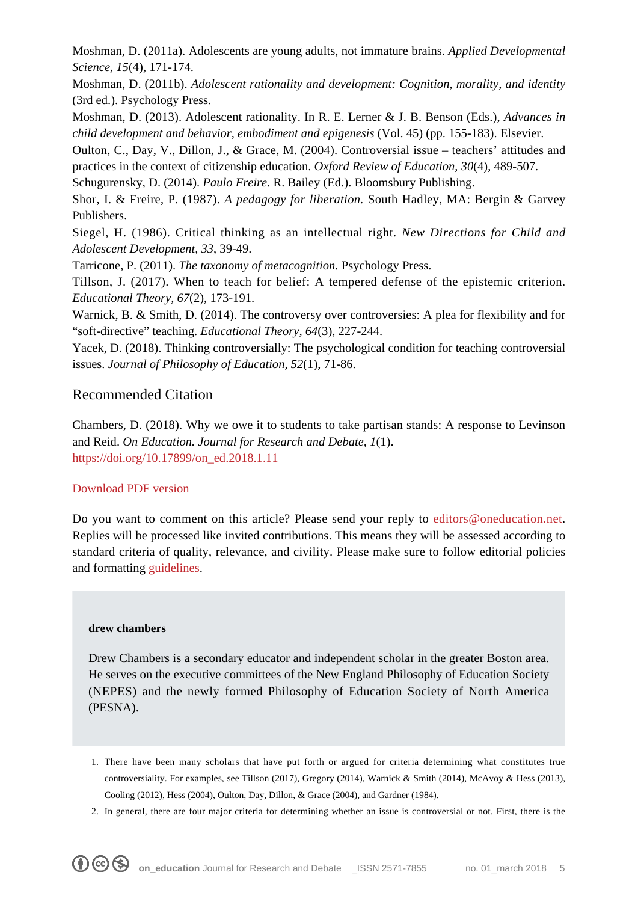Moshman, D. (2011a). Adolescents are young adults, not immature brains. *Applied Developmental Science*, *15*(4), 171-174.

Moshman, D. (2011b). *Adolescent rationality and development: Cognition, morality, and identity* (3rd ed.). Psychology Press.

Moshman, D. (2013). Adolescent rationality. In R. E. Lerner & J. B. Benson (Eds.), *Advances in child development and behavior, embodiment and epigenesis* (Vol. 45) (pp. 155-183). Elsevier.

Oulton, C., Day, V., Dillon, J., & Grace, M. (2004). Controversial issue – teachers' attitudes and practices in the context of citizenship education. *Oxford Review of Education, 30*(4), 489-507.

Schugurensky, D. (2014). *Paulo Freire.* R. Bailey (Ed.). Bloomsbury Publishing.

Shor, I. & Freire, P. (1987). *A pedagogy for liberation.* South Hadley, MA: Bergin & Garvey Publishers.

Siegel, H. (1986). Critical thinking as an intellectual right. *New Directions for Child and Adolescent Development, 33*, 39-49.

Tarricone, P. (2011). *The taxonomy of metacognition.* Psychology Press.

Tillson, J. (2017). When to teach for belief: A tempered defense of the epistemic criterion. *Educational Theory, 67*(2), 173-191.

Warnick, B. & Smith, D. (2014). The controversy over controversies: A plea for flexibility and for "soft-directive" teaching. *Educational Theory, 64*(3), 227-244.

Yacek, D. (2018). Thinking controversially: The psychological condition for teaching controversial issues. *Journal of Philosophy of Education, 52*(1), 71-86.

## Recommended Citation

Chambers, D. (2018). Why we owe it to students to take partisan stands: A response to Levinson and Reid. *On Education. Journal for Research and Debate, 1*(1).
https://doi.org/10.17899/on_ed.2018.1.11

Download PDF version

Do you want to comment on this article? Please send your reply to editors@oneducation.net. Replies will be processed like invited contributions. This means they will be assessed according to standard criteria of quality, relevance, and civility. Please make sure to follow editorial policies and formatting guidelines.

**drew chambers**

Drew Chambers is a secondary educator and independent scholar in the greater Boston area. He serves on the executive committees of the New England Philosophy of Education Society (NEPES) and the newly formed Philosophy of Education Society of North America (PESNA).

1. There have been many scholars that have put forth or argued for criteria determining what constitutes true controversiality. For examples, see Tillson (2017), Gregory (2014), Warnick & Smith (2014), McAvoy & Hess (2013), Cooling (2012), Hess (2004), Oulton, Day, Dillon, & Grace (2004), and Gardner (1984).
2. In general, there are four major criteria for determining whether an issue is controversial or not. First, there is the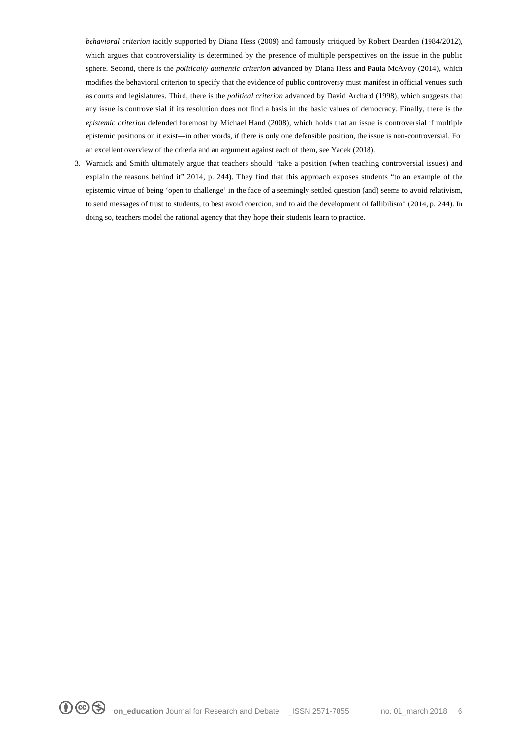*behavioral criterion* tacitly supported by Diana Hess (2009) and famously critiqued by Robert Dearden (1984/2012), which argues that controversiality is determined by the presence of multiple perspectives on the issue in the public sphere. Second, there is the *politically authentic criterion* advanced by Diana Hess and Paula McAvoy (2014), which modifies the behavioral criterion to specify that the evidence of public controversy must manifest in official venues such as courts and legislatures. Third, there is the *political criterion* advanced by David Archard (1998), which suggests that any issue is controversial if its resolution does not find a basis in the basic values of democracy. Finally, there is the *epistemic criterion* defended foremost by Michael Hand (2008), which holds that an issue is controversial if multiple epistemic positions on it exist—in other words, if there is only one defensible position, the issue is non-controversial. For an excellent overview of the criteria and an argument against each of them, see Yacek (2018).

3. Warnick and Smith ultimately argue that teachers should "take a position (when teaching controversial issues) and explain the reasons behind it" 2014, p. 244). They find that this approach exposes students "to an example of the epistemic virtue of being 'open to challenge' in the face of a seemingly settled question (and) seems to avoid relativism, to send messages of trust to students, to best avoid coercion, and to aid the development of fallibilism" (2014, p. 244). In doing so, teachers model the rational agency that they hope their students learn to practice.